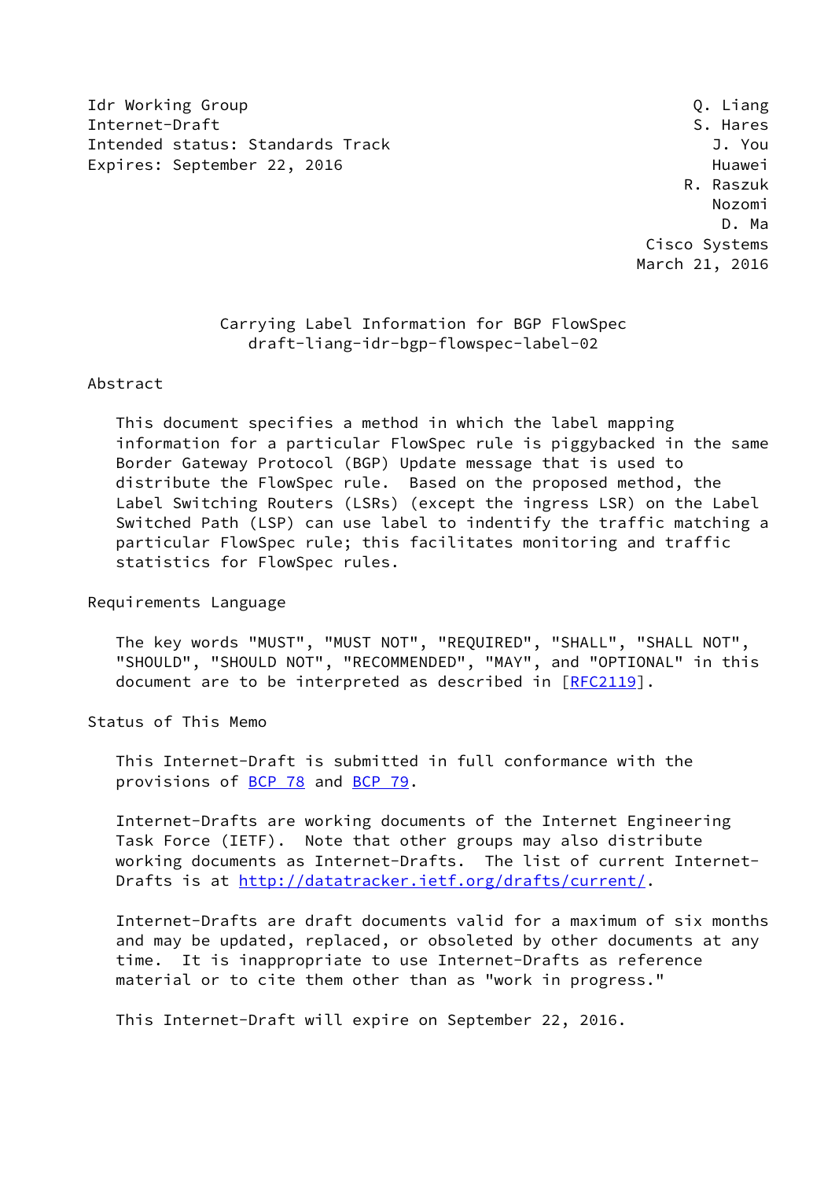Idr Working Group                                              Q. Liang
Internet-Draft                                                 S. Hares
Intended status: Standards Track                                 J. You
Expires: September 22, 2016                                      Huawei
                                                              R. Raszuk
                                                                 Nozomi
                                                                  D. Ma
                                                          Cisco Systems
                                                         March 21, 2016

# Carrying Label Information for BGP FlowSpec
## draft-liang-idr-bgp-flowspec-label-02

## Abstract

This document specifies a method in which the label mapping information for a particular FlowSpec rule is piggybacked in the same Border Gateway Protocol (BGP) Update message that is used to distribute the FlowSpec rule. Based on the proposed method, the Label Switching Routers (LSRs) (except the ingress LSR) on the Label Switched Path (LSP) can use label to indentify the traffic matching a particular FlowSpec rule; this facilitates monitoring and traffic statistics for FlowSpec rules.

## Requirements Language

The key words "MUST", "MUST NOT", "REQUIRED", "SHALL", "SHALL NOT", "SHOULD", "SHOULD NOT", "RECOMMENDED", "MAY", and "OPTIONAL" in this document are to be interpreted as described in [RFC2119].

## Status of This Memo

This Internet-Draft is submitted in full conformance with the provisions of BCP 78 and BCP 79.

Internet-Drafts are working documents of the Internet Engineering Task Force (IETF). Note that other groups may also distribute working documents as Internet-Drafts. The list of current Internet-Drafts is at http://datatracker.ietf.org/drafts/current/.

Internet-Drafts are draft documents valid for a maximum of six months and may be updated, replaced, or obsoleted by other documents at any time. It is inappropriate to use Internet-Drafts as reference material or to cite them other than as "work in progress."

This Internet-Draft will expire on September 22, 2016.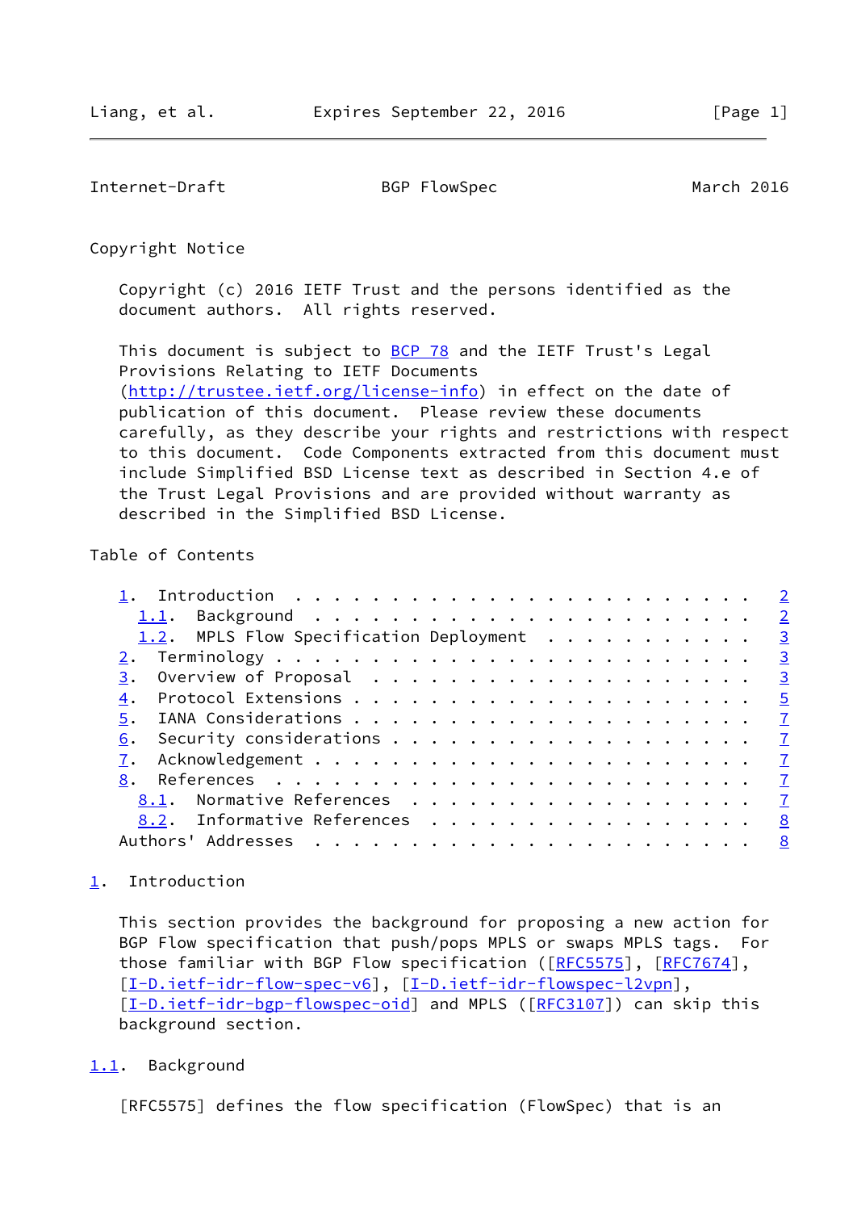Copyright Notice

Copyright (c) 2016 IETF Trust and the persons identified as the document authors. All rights reserved.

This document is subject to BCP 78 and the IETF Trust's Legal Provisions Relating to IETF Documents (http://trustee.ietf.org/license-info) in effect on the date of publication of this document. Please review these documents carefully, as they describe your rights and restrictions with respect to this document. Code Components extracted from this document must include Simplified BSD License text as described in Section 4.e of the Trust Legal Provisions and are provided without warranty as described in the Simplified BSD License.

Table of Contents

```
   1.  Introduction . . . . . . . . . . . . . . . . . . . . . . . .   2
     1.1.  Background . . . . . . . . . . . . . . . . . . . . . . .   2
     1.2.  MPLS Flow Specification Deployment . . . . . . . . . . .   3
   2.  Terminology  . . . . . . . . . . . . . . . . . . . . . . . .   3
   3.  Overview of Proposal . . . . . . . . . . . . . . . . . . . .   3
   4.  Protocol Extensions  . . . . . . . . . . . . . . . . . . . .   5
   5.  IANA Considerations  . . . . . . . . . . . . . . . . . . . .   7
   6.  Security considerations  . . . . . . . . . . . . . . . . . .   7
   7.  Acknowledgement  . . . . . . . . . . . . . . . . . . . . . .   7
   8.  References . . . . . . . . . . . . . . . . . . . . . . . . .   7
     8.1.  Normative References . . . . . . . . . . . . . . . . . .   7
     8.2.  Informative References . . . . . . . . . . . . . . . . .   8
   Authors' Addresses . . . . . . . . . . . . . . . . . . . . . . .   8
```

## 1. Introduction

This section provides the background for proposing a new action for BGP Flow specification that push/pops MPLS or swaps MPLS tags. For those familiar with BGP Flow specification ([RFC5575], [RFC7674], [I-D.ietf-idr-flow-spec-v6], [I-D.ietf-idr-flowspec-l2vpn], [I-D.ietf-idr-bgp-flowspec-oid] and MPLS ([RFC3107]) can skip this background section.

### 1.1. Background

[RFC5575] defines the flow specification (FlowSpec) that is an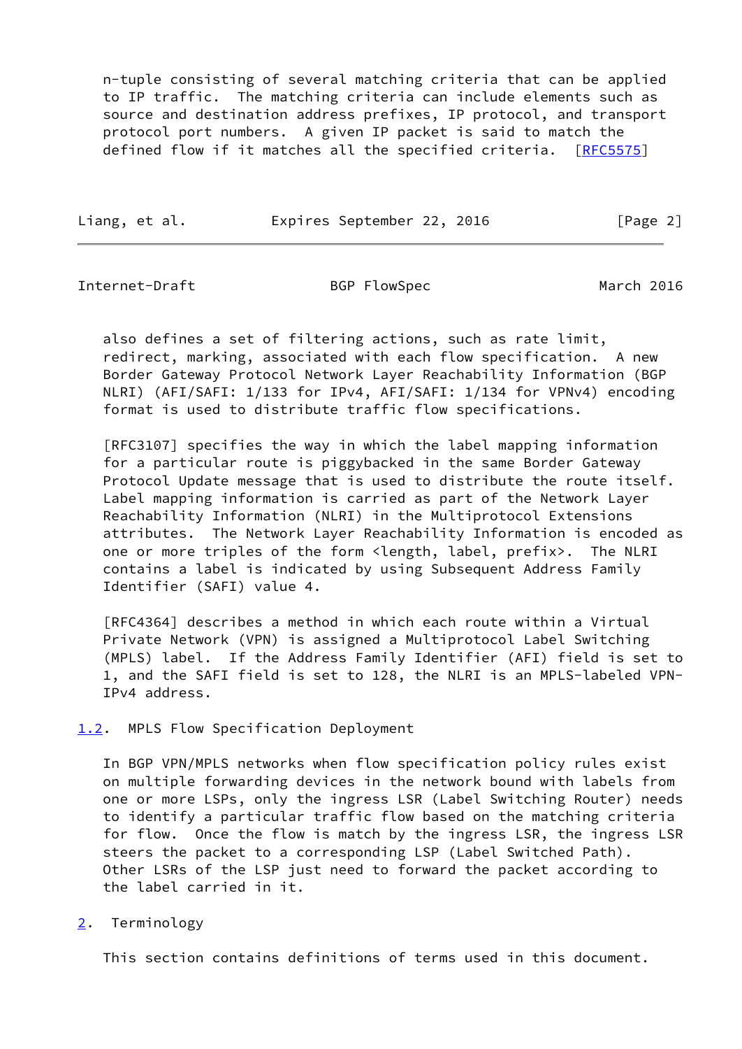n-tuple consisting of several matching criteria that can be applied to IP traffic. The matching criteria can include elements such as source and destination address prefixes, IP protocol, and transport protocol port numbers. A given IP packet is said to match the defined flow if it matches all the specified criteria. [RFC5575]

also defines a set of filtering actions, such as rate limit, redirect, marking, associated with each flow specification. A new Border Gateway Protocol Network Layer Reachability Information (BGP NLRI) (AFI/SAFI: 1/133 for IPv4, AFI/SAFI: 1/134 for VPNv4) encoding format is used to distribute traffic flow specifications.

[RFC3107] specifies the way in which the label mapping information for a particular route is piggybacked in the same Border Gateway Protocol Update message that is used to distribute the route itself. Label mapping information is carried as part of the Network Layer Reachability Information (NLRI) in the Multiprotocol Extensions attributes. The Network Layer Reachability Information is encoded as one or more triples of the form <length, label, prefix>. The NLRI contains a label is indicated by using Subsequent Address Family Identifier (SAFI) value 4.

[RFC4364] describes a method in which each route within a Virtual Private Network (VPN) is assigned a Multiprotocol Label Switching (MPLS) label. If the Address Family Identifier (AFI) field is set to 1, and the SAFI field is set to 128, the NLRI is an MPLS-labeled VPN-IPv4 address.

### 1.2. MPLS Flow Specification Deployment

In BGP VPN/MPLS networks when flow specification policy rules exist on multiple forwarding devices in the network bound with labels from one or more LSPs, only the ingress LSR (Label Switching Router) needs to identify a particular traffic flow based on the matching criteria for flow. Once the flow is match by the ingress LSR, the ingress LSR steers the packet to a corresponding LSP (Label Switched Path). Other LSRs of the LSP just need to forward the packet according to the label carried in it.

## 2. Terminology

This section contains definitions of terms used in this document.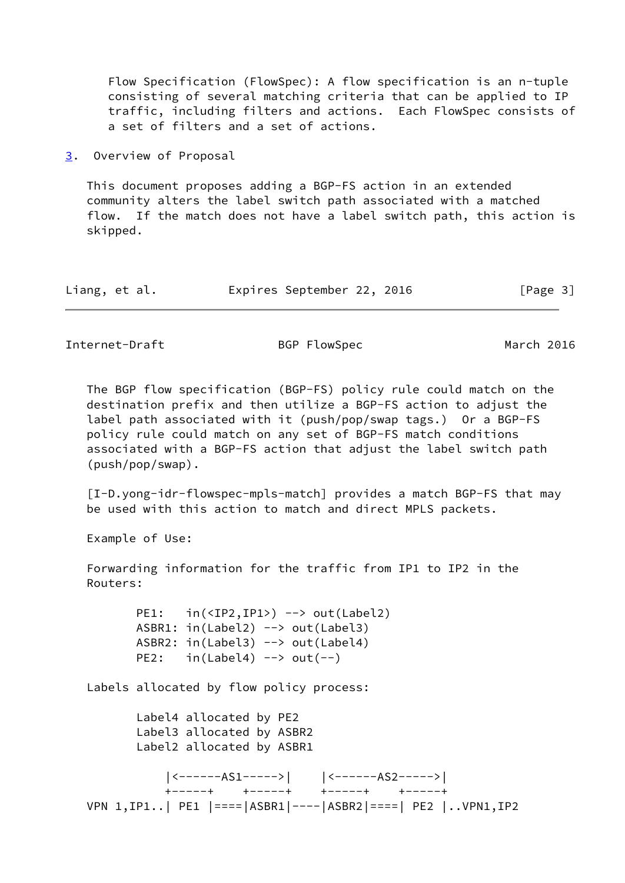Flow Specification (FlowSpec): A flow specification is an n-tuple consisting of several matching criteria that can be applied to IP traffic, including filters and actions. Each FlowSpec consists of a set of filters and a set of actions.

## 3. Overview of Proposal

This document proposes adding a BGP-FS action in an extended community alters the label switch path associated with a matched flow. If the match does not have a label switch path, this action is skipped.

The BGP flow specification (BGP-FS) policy rule could match on the destination prefix and then utilize a BGP-FS action to adjust the label path associated with it (push/pop/swap tags.) Or a BGP-FS policy rule could match on any set of BGP-FS match conditions associated with a BGP-FS action that adjust the label switch path (push/pop/swap).

[I-D.yong-idr-flowspec-mpls-match] provides a match BGP-FS that may be used with this action to match and direct MPLS packets.

Example of Use:

Forwarding information for the traffic from IP1 to IP2 in the Routers:

```
     PE1:   in(<IP2,IP1>) --> out(Label2)
     ASBR1: in(Label2) --> out(Label3)
     ASBR2: in(Label3) --> out(Label4)
     PE2:   in(Label4) --> out(--)
```

Labels allocated by flow policy process:

```
     Label4 allocated by PE2
     Label3 allocated by ASBR2
     Label2 allocated by ASBR1
```

```
            |<------AS1----->|    |<------AS2----->|
            +-----+    +-----+    +-----+    +-----+
VPN 1,IP1..| PE1 |====|ASBR1|----|ASBR2|====| PE2 |..VPN1,IP2
```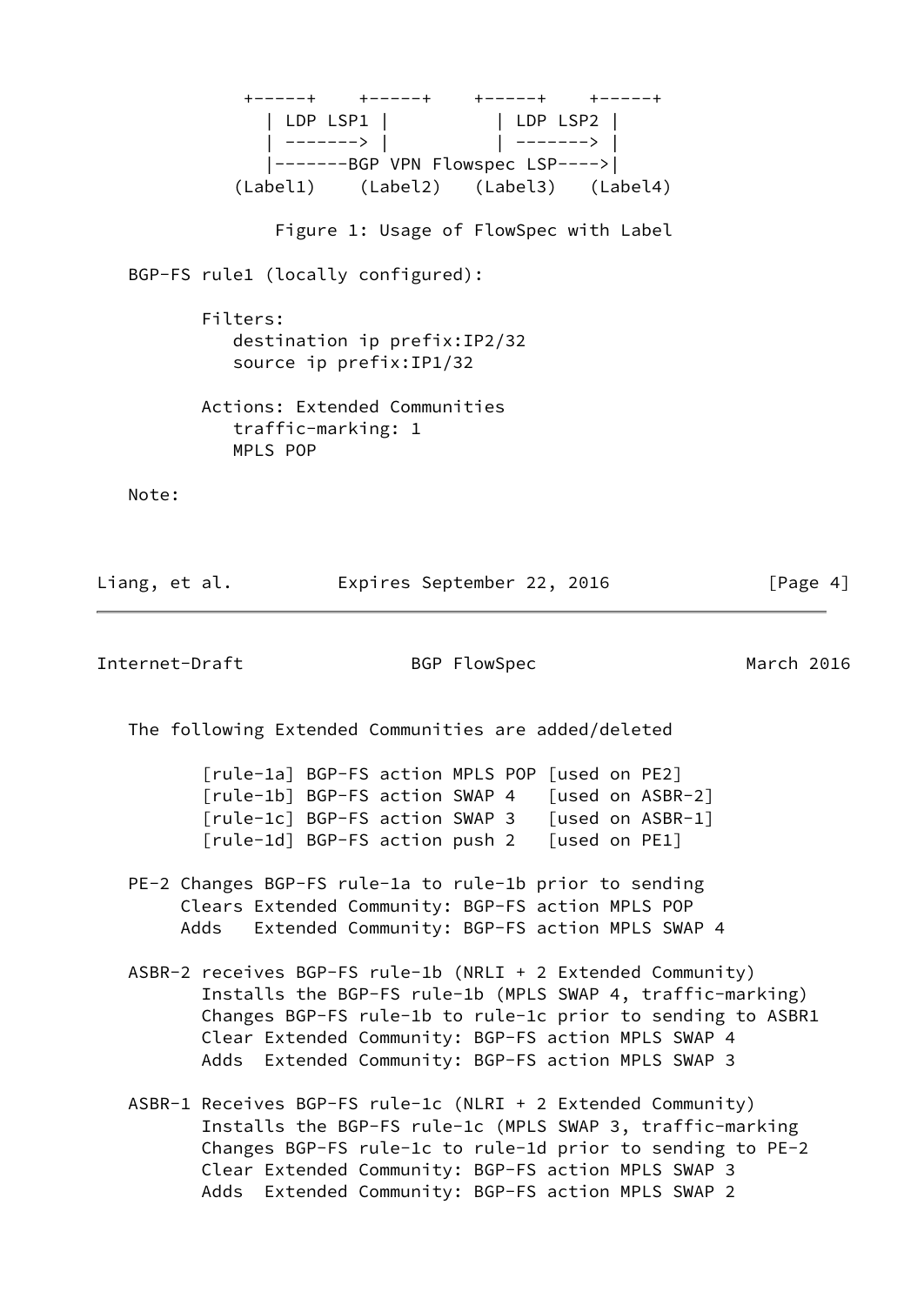```
          +-----+    +-----+    +-----+    +-----+
            | LDP LSP1 |          | LDP LSP2 |
            | -------> |          | -------> |
            |-------BGP VPN Flowspec LSP---->|
         (Label1)    (Label2)   (Label3)   (Label4)
```

Figure 1: Usage of FlowSpec with Label

```
   BGP-FS rule1 (locally configured):

          Filters:
             destination ip prefix:IP2/32
             source ip prefix:IP1/32

          Actions: Extended Communities
             traffic-marking: 1
             MPLS POP
```

Note:

The following Extended Communities are added/deleted

```
          [rule-1a] BGP-FS action MPLS POP [used on PE2]
          [rule-1b] BGP-FS action SWAP 4   [used on ASBR-2]
          [rule-1c] BGP-FS action SWAP 3   [used on ASBR-1]
          [rule-1d] BGP-FS action push 2   [used on PE1]

   PE-2 Changes BGP-FS rule-1a to rule-1b prior to sending
        Clears Extended Community: BGP-FS action MPLS POP
        Adds   Extended Community: BGP-FS action MPLS SWAP 4

   ASBR-2 receives BGP-FS rule-1b (NRLI + 2 Extended Community)
          Installs the BGP-FS rule-1b (MPLS SWAP 4, traffic-marking)
          Changes BGP-FS rule-1b to rule-1c prior to sending to ASBR1
          Clear Extended Community: BGP-FS action MPLS SWAP 4
          Adds  Extended Community: BGP-FS action MPLS SWAP 3

   ASBR-1 Receives BGP-FS rule-1c (NLRI + 2 Extended Community)
          Installs the BGP-FS rule-1c (MPLS SWAP 3, traffic-marking
          Changes BGP-FS rule-1c to rule-1d prior to sending to PE-2
          Clear Extended Community: BGP-FS action MPLS SWAP 3
          Adds  Extended Community: BGP-FS action MPLS SWAP 2
```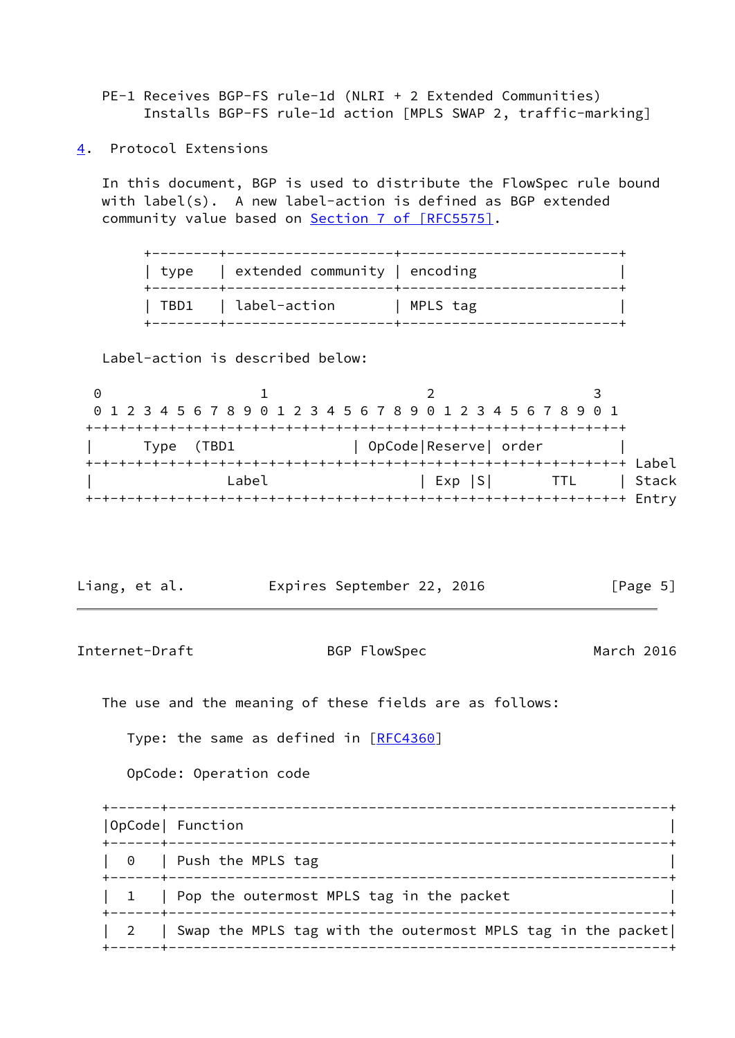PE-1 Receives BGP-FS rule-1d (NLRI + 2 Extended Communities)
     Installs BGP-FS rule-1d action [MPLS SWAP 2, traffic-marking]

## 4. Protocol Extensions

In this document, BGP is used to distribute the FlowSpec rule bound with label(s). A new label-action is defined as BGP extended community value based on Section 7 of [RFC5575].

| type | extended community | encoding |
|---|---|---|
| TBD1 | label-action | MPLS tag |

Label-action is described below:

```
 0                   1                   2                   3
 0 1 2 3 4 5 6 7 8 9 0 1 2 3 4 5 6 7 8 9 0 1 2 3 4 5 6 7 8 9 0 1
+-+-+-+-+-+-+-+-+-+-+-+-+-+-+-+-+-+-+-+-+-+-+-+-+-+-+-+-+-+-+-+-+
|      Type  (TBD1              | OpCode|Reserve| order         |
+-+-+-+-+-+-+-+-+-+-+-+-+-+-+-+-+-+-+-+-+-+-+-+-+-+-+-+-+-+-+-+-+ Label
|                Label                  | Exp |S|       TTL     | Stack
+-+-+-+-+-+-+-+-+-+-+-+-+-+-+-+-+-+-+-+-+-+-+-+-+-+-+-+-+-+-+-+-+ Entry
```

The use and the meaning of these fields are as follows:

Type: the same as defined in [RFC4360]

OpCode: Operation code

| OpCode | Function |
|---|---|
| 0 | Push the MPLS tag |
| 1 | Pop the outermost MPLS tag in the packet |
| 2 | Swap the MPLS tag with the outermost MPLS tag in the packet |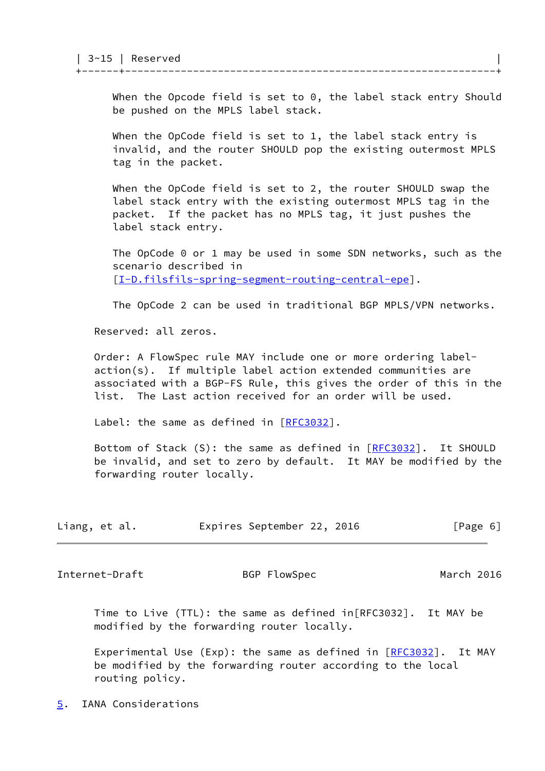| 3~15 | Reserved |
|---|---|

When the Opcode field is set to 0, the label stack entry Should be pushed on the MPLS label stack.

When the OpCode field is set to 1, the label stack entry is invalid, and the router SHOULD pop the existing outermost MPLS tag in the packet.

When the OpCode field is set to 2, the router SHOULD swap the label stack entry with the existing outermost MPLS tag in the packet. If the packet has no MPLS tag, it just pushes the label stack entry.

The OpCode 0 or 1 may be used in some SDN networks, such as the scenario described in [I-D.filsfils-spring-segment-routing-central-epe].

The OpCode 2 can be used in traditional BGP MPLS/VPN networks.

Reserved: all zeros.

Order: A FlowSpec rule MAY include one or more ordering label-action(s). If multiple label action extended communities are associated with a BGP-FS Rule, this gives the order of this in the list. The Last action received for an order will be used.

Label: the same as defined in [RFC3032].

Bottom of Stack (S): the same as defined in [RFC3032]. It SHOULD be invalid, and set to zero by default. It MAY be modified by the forwarding router locally.

Time to Live (TTL): the same as defined in[RFC3032]. It MAY be modified by the forwarding router locally.

Experimental Use (Exp): the same as defined in [RFC3032]. It MAY be modified by the forwarding router according to the local routing policy.

## 5. IANA Considerations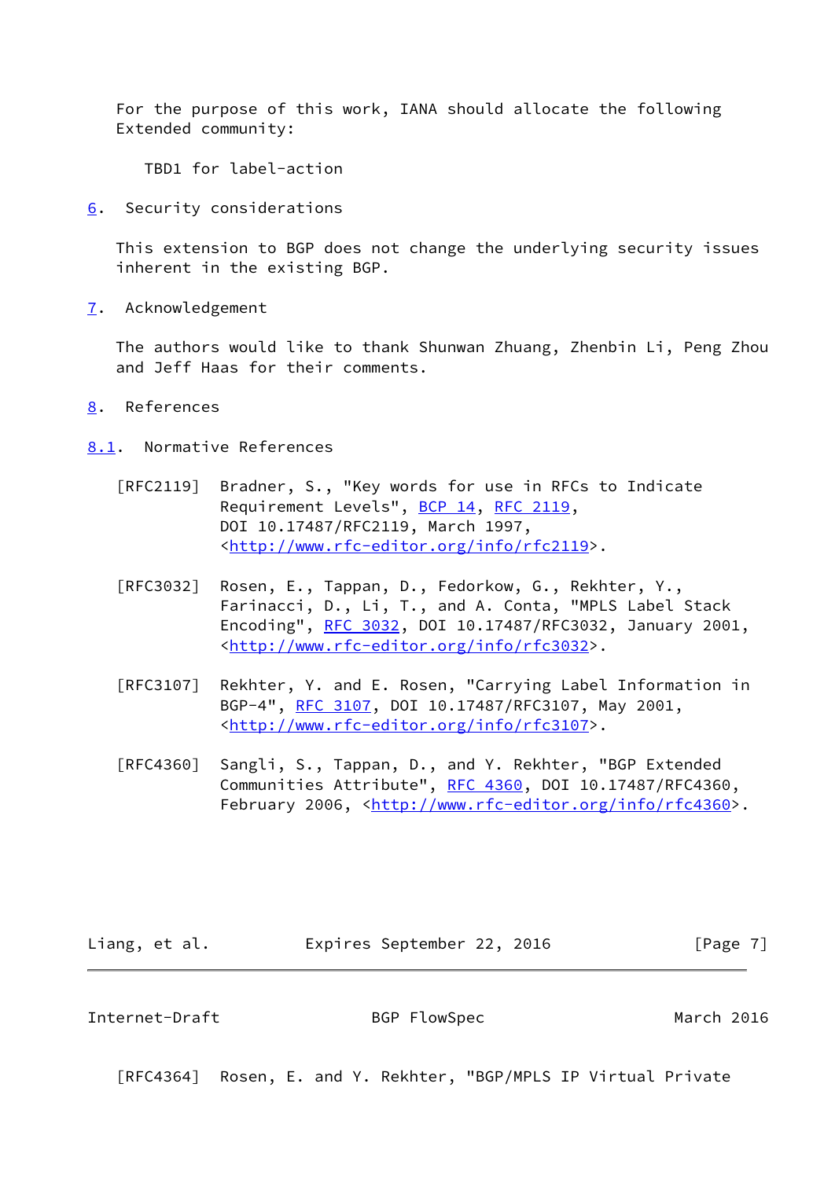For the purpose of this work, IANA should allocate the following Extended community:

TBD1 for label-action

## 6. Security considerations

This extension to BGP does not change the underlying security issues inherent in the existing BGP.

## 7. Acknowledgement

The authors would like to thank Shunwan Zhuang, Zhenbin Li, Peng Zhou and Jeff Haas for their comments.

## 8. References

### 8.1. Normative References

[RFC2119] Bradner, S., "Key words for use in RFCs to Indicate Requirement Levels", BCP 14, RFC 2119, DOI 10.17487/RFC2119, March 1997, <http://www.rfc-editor.org/info/rfc2119>.

[RFC3032] Rosen, E., Tappan, D., Fedorkow, G., Rekhter, Y., Farinacci, D., Li, T., and A. Conta, "MPLS Label Stack Encoding", RFC 3032, DOI 10.17487/RFC3032, January 2001, <http://www.rfc-editor.org/info/rfc3032>.

[RFC3107] Rekhter, Y. and E. Rosen, "Carrying Label Information in BGP-4", RFC 3107, DOI 10.17487/RFC3107, May 2001, <http://www.rfc-editor.org/info/rfc3107>.

[RFC4360] Sangli, S., Tappan, D., and Y. Rekhter, "BGP Extended Communities Attribute", RFC 4360, DOI 10.17487/RFC4360, February 2006, <http://www.rfc-editor.org/info/rfc4360>.

[RFC4364] Rosen, E. and Y. Rekhter, "BGP/MPLS IP Virtual Private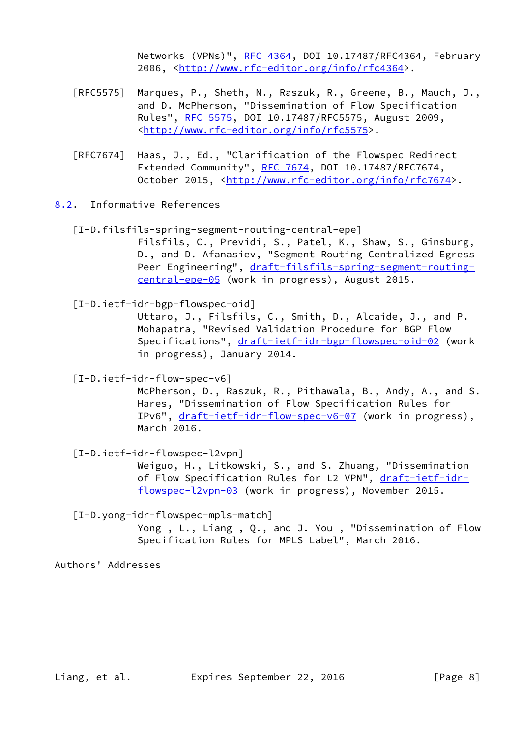Networks (VPNs)", RFC 4364, DOI 10.17487/RFC4364, February 2006, <http://www.rfc-editor.org/info/rfc4364>.

[RFC5575] Marques, P., Sheth, N., Raszuk, R., Greene, B., Mauch, J., and D. McPherson, "Dissemination of Flow Specification Rules", RFC 5575, DOI 10.17487/RFC5575, August 2009, <http://www.rfc-editor.org/info/rfc5575>.

[RFC7674] Haas, J., Ed., "Clarification of the Flowspec Redirect Extended Community", RFC 7674, DOI 10.17487/RFC7674, October 2015, <http://www.rfc-editor.org/info/rfc7674>.

### 8.2. Informative References

[I-D.filsfils-spring-segment-routing-central-epe]
Filsfils, C., Previdi, S., Patel, K., Shaw, S., Ginsburg, D., and D. Afanasiev, "Segment Routing Centralized Egress Peer Engineering", draft-filsfils-spring-segment-routing-central-epe-05 (work in progress), August 2015.

[I-D.ietf-idr-bgp-flowspec-oid]
Uttaro, J., Filsfils, C., Smith, D., Alcaide, J., and P. Mohapatra, "Revised Validation Procedure for BGP Flow Specifications", draft-ietf-idr-bgp-flowspec-oid-02 (work in progress), January 2014.

[I-D.ietf-idr-flow-spec-v6]
McPherson, D., Raszuk, R., Pithawala, B., Andy, A., and S. Hares, "Dissemination of Flow Specification Rules for IPv6", draft-ietf-idr-flow-spec-v6-07 (work in progress), March 2016.

[I-D.ietf-idr-flowspec-l2vpn]
Weiguo, H., Litkowski, S., and S. Zhuang, "Dissemination of Flow Specification Rules for L2 VPN", draft-ietf-idr-flowspec-l2vpn-03 (work in progress), November 2015.

[I-D.yong-idr-flowspec-mpls-match]
Yong , L., Liang , Q., and J. You , "Dissemination of Flow Specification Rules for MPLS Label", March 2016.

Authors' Addresses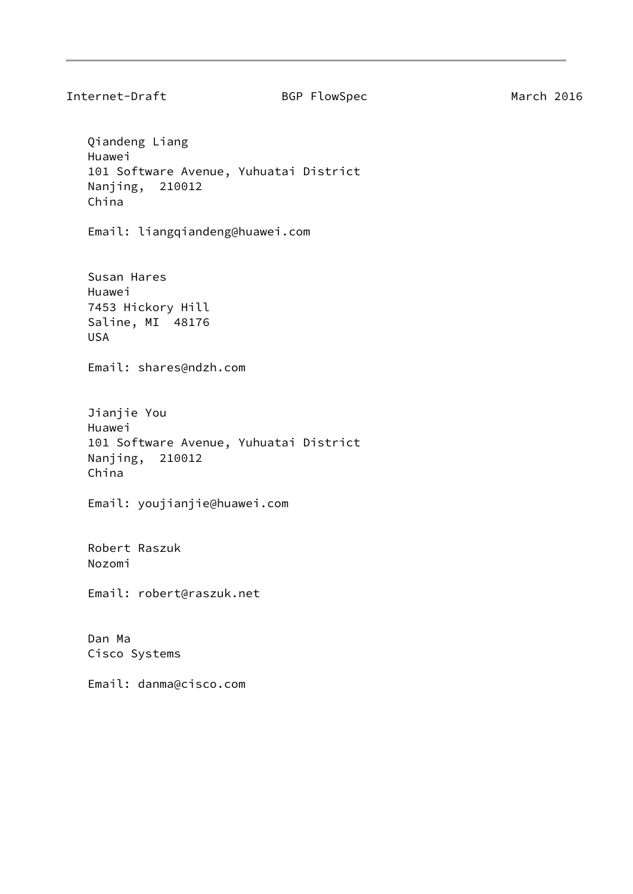Qiandeng Liang
Huawei
101 Software Avenue, Yuhuatai District
Nanjing,  210012
China

Email: liangqiandeng@huawei.com

Susan Hares
Huawei
7453 Hickory Hill
Saline, MI  48176
USA

Email: shares@ndzh.com

Jianjie You
Huawei
101 Software Avenue, Yuhuatai District
Nanjing,  210012
China

Email: youjianjie@huawei.com

Robert Raszuk
Nozomi

Email: robert@raszuk.net

Dan Ma
Cisco Systems

Email: danma@cisco.com